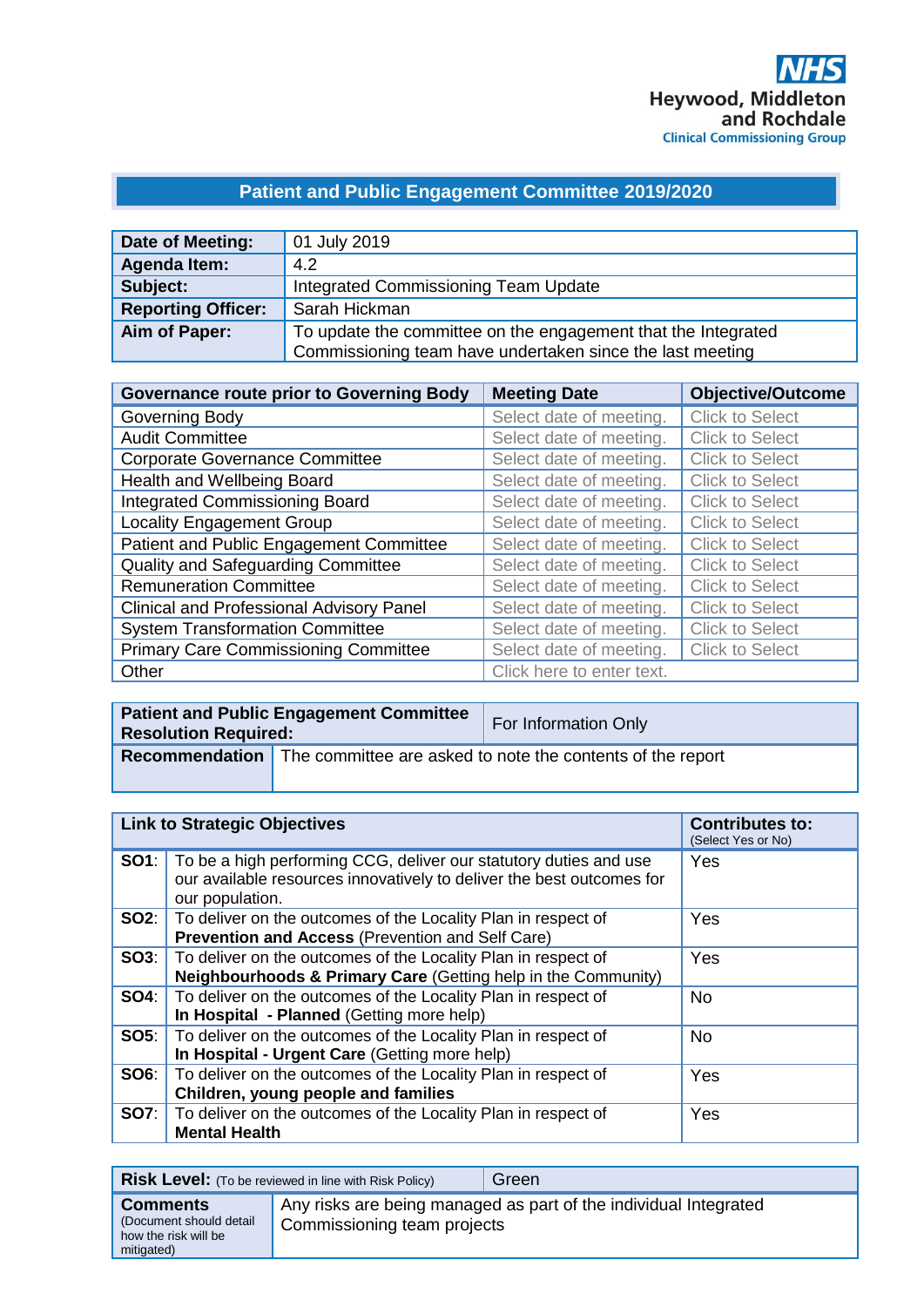NHS
Heywood, Middleton and Rochdale
Clinical Commissioning Group

# Patient and Public Engagement Committee 2019/2020

| **Date of Meeting:** | 01 July 2019 |
|---|---|
| **Agenda Item:** | 4.2 |
| **Subject:** | Integrated Commissioning Team Update |
| **Reporting Officer:** | Sarah Hickman |
| **Aim of Paper:** | To update the committee on the engagement that the Integrated Commissioning team have undertaken since the last meeting |

| **Governance route prior to Governing Body** | **Meeting Date** | **Objective/Outcome** |
|---|---|---|
| Governing Body | Select date of meeting. | Click to Select |
| Audit Committee | Select date of meeting. | Click to Select |
| Corporate Governance Committee | Select date of meeting. | Click to Select |
| Health and Wellbeing Board | Select date of meeting. | Click to Select |
| Integrated Commissioning Board | Select date of meeting. | Click to Select |
| Locality Engagement Group | Select date of meeting. | Click to Select |
| Patient and Public Engagement Committee | Select date of meeting. | Click to Select |
| Quality and Safeguarding Committee | Select date of meeting. | Click to Select |
| Remuneration Committee | Select date of meeting. | Click to Select |
| Clinical and Professional Advisory Panel | Select date of meeting. | Click to Select |
| System Transformation Committee | Select date of meeting. | Click to Select |
| Primary Care Commissioning Committee | Select date of meeting. | Click to Select |
| Other | Click here to enter text. | |

| **Patient and Public Engagement Committee Resolution Required:** | For Information Only |
|---|---|
| **Recommendation** | The committee are asked to note the contents of the report |

| **Link to Strategic Objectives** | | **Contributes to:** (Select Yes or No) |
|---|---|---|
| **SO1**: | To be a high performing CCG, deliver our statutory duties and use our available resources innovatively to deliver the best outcomes for our population. | Yes |
| **SO2**: | To deliver on the outcomes of the Locality Plan in respect of **Prevention and Access** (Prevention and Self Care) | Yes |
| **SO3**: | To deliver on the outcomes of the Locality Plan in respect of **Neighbourhoods & Primary Care** (Getting help in the Community) | Yes |
| **SO4**: | To deliver on the outcomes of the Locality Plan in respect of **In Hospital - Planned** (Getting more help) | No |
| **SO5**: | To deliver on the outcomes of the Locality Plan in respect of **In Hospital - Urgent Care** (Getting more help) | No |
| **SO6**: | To deliver on the outcomes of the Locality Plan in respect of **Children, young people and families** | Yes |
| **SO7**: | To deliver on the outcomes of the Locality Plan in respect of **Mental Health** | Yes |

| **Risk Level:** (To be reviewed in line with Risk Policy) | Green |
|---|---|
| **Comments** (Document should detail how the risk will be mitigated) | Any risks are being managed as part of the individual Integrated Commissioning team projects |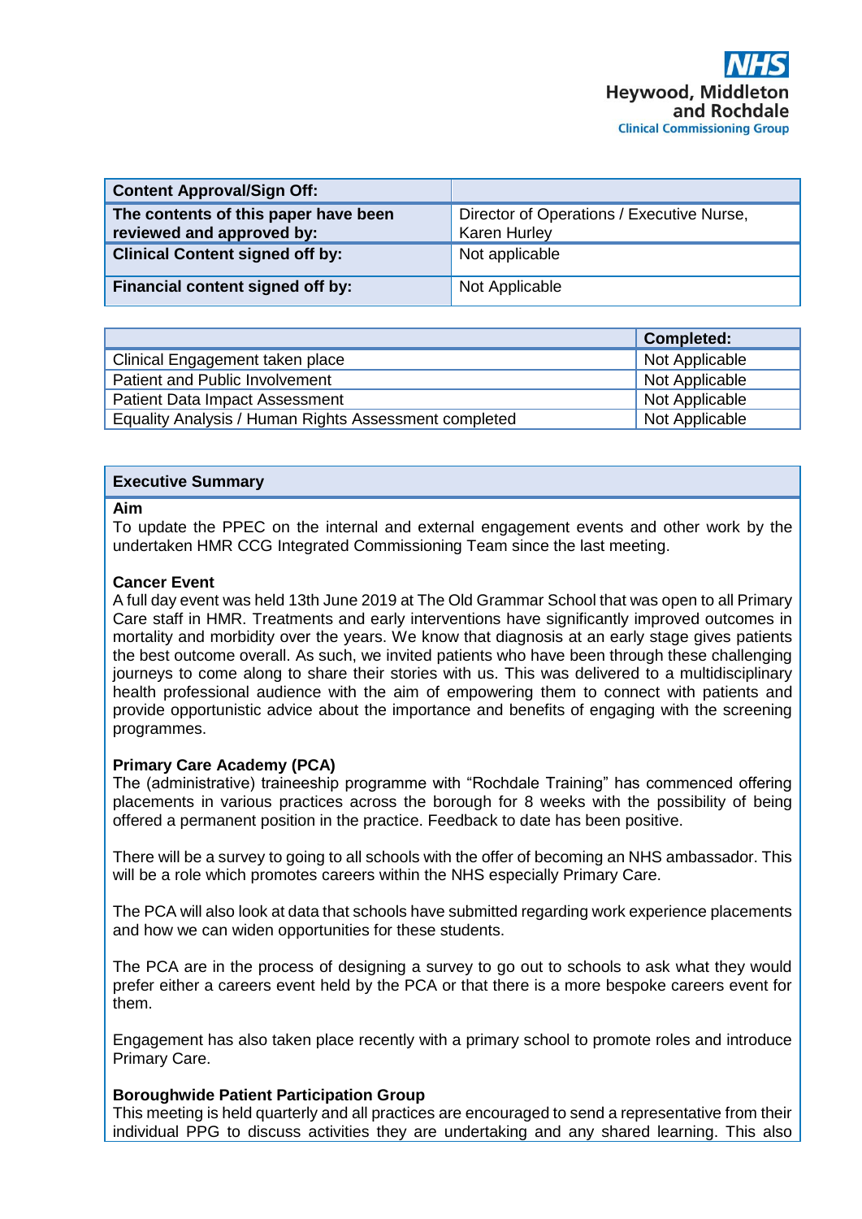| Content Approval/Sign Off: | |
|---|---|
| The contents of this paper have been reviewed and approved by: | Director of Operations / Executive Nurse, Karen Hurley |
| Clinical Content signed off by: | Not applicable |
| Financial content signed off by: | Not Applicable |

| | Completed: |
|---|---|
| Clinical Engagement taken place | Not Applicable |
| Patient and Public Involvement | Not Applicable |
| Patient Data Impact Assessment | Not Applicable |
| Equality Analysis / Human Rights Assessment completed | Not Applicable |

## Executive Summary

**Aim**

To update the PPEC on the internal and external engagement events and other work by the undertaken HMR CCG Integrated Commissioning Team since the last meeting.

**Cancer Event**

A full day event was held 13th June 2019 at The Old Grammar School that was open to all Primary Care staff in HMR. Treatments and early interventions have significantly improved outcomes in mortality and morbidity over the years. We know that diagnosis at an early stage gives patients the best outcome overall. As such, we invited patients who have been through these challenging journeys to come along to share their stories with us. This was delivered to a multidisciplinary health professional audience with the aim of empowering them to connect with patients and provide opportunistic advice about the importance and benefits of engaging with the screening programmes.

**Primary Care Academy (PCA)**

The (administrative) traineeship programme with "Rochdale Training" has commenced offering placements in various practices across the borough for 8 weeks with the possibility of being offered a permanent position in the practice. Feedback to date has been positive.

There will be a survey to going to all schools with the offer of becoming an NHS ambassador. This will be a role which promotes careers within the NHS especially Primary Care.

The PCA will also look at data that schools have submitted regarding work experience placements and how we can widen opportunities for these students.

The PCA are in the process of designing a survey to go out to schools to ask what they would prefer either a careers event held by the PCA or that there is a more bespoke careers event for them.

Engagement has also taken place recently with a primary school to promote roles and introduce Primary Care.

**Boroughwide Patient Participation Group**

This meeting is held quarterly and all practices are encouraged to send a representative from their individual PPG to discuss activities they are undertaking and any shared learning. This also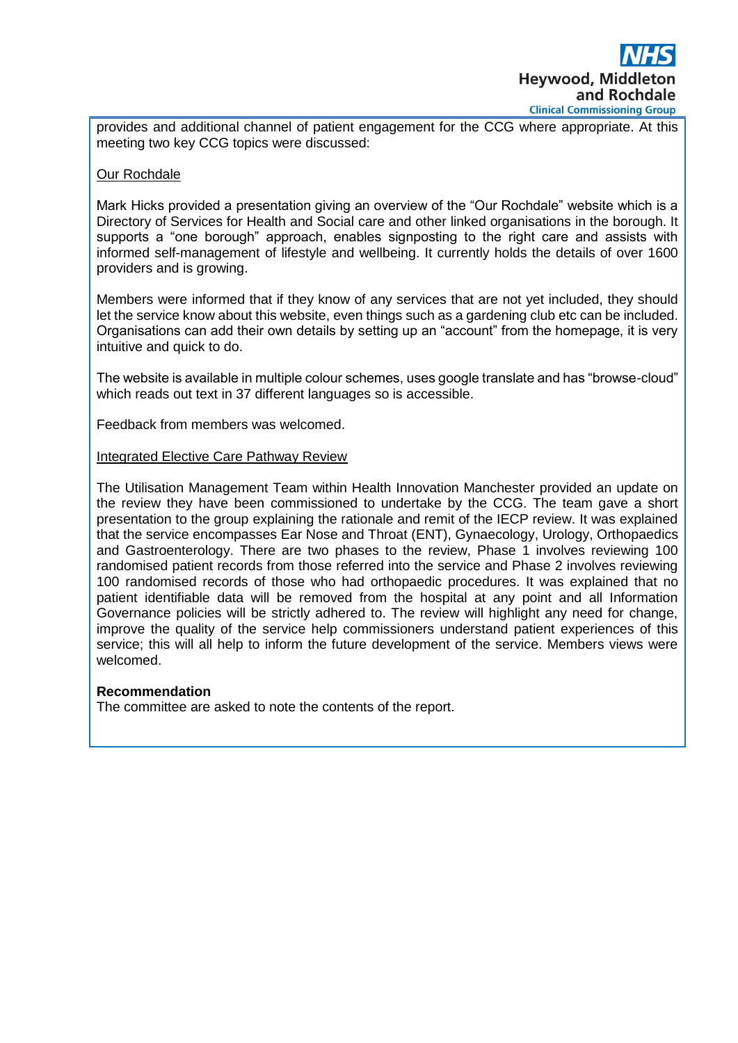provides and additional channel of patient engagement for the CCG where appropriate. At this meeting two key CCG topics were discussed:

Our Rochdale

Mark Hicks provided a presentation giving an overview of the "Our Rochdale" website which is a Directory of Services for Health and Social care and other linked organisations in the borough. It supports a "one borough" approach, enables signposting to the right care and assists with informed self-management of lifestyle and wellbeing. It currently holds the details of over 1600 providers and is growing.

Members were informed that if they know of any services that are not yet included, they should let the service know about this website, even things such as a gardening club etc can be included. Organisations can add their own details by setting up an "account" from the homepage, it is very intuitive and quick to do.

The website is available in multiple colour schemes, uses google translate and has "browse-cloud" which reads out text in 37 different languages so is accessible.

Feedback from members was welcomed.

Integrated Elective Care Pathway Review

The Utilisation Management Team within Health Innovation Manchester provided an update on the review they have been commissioned to undertake by the CCG. The team gave a short presentation to the group explaining the rationale and remit of the IECP review. It was explained that the service encompasses Ear Nose and Throat (ENT), Gynaecology, Urology, Orthopaedics and Gastroenterology. There are two phases to the review, Phase 1 involves reviewing 100 randomised patient records from those referred into the service and Phase 2 involves reviewing 100 randomised records of those who had orthopaedic procedures. It was explained that no patient identifiable data will be removed from the hospital at any point and all Information Governance policies will be strictly adhered to. The review will highlight any need for change, improve the quality of the service help commissioners understand patient experiences of this service; this will all help to inform the future development of the service. Members views were welcomed.

**Recommendation**

The committee are asked to note the contents of the report.